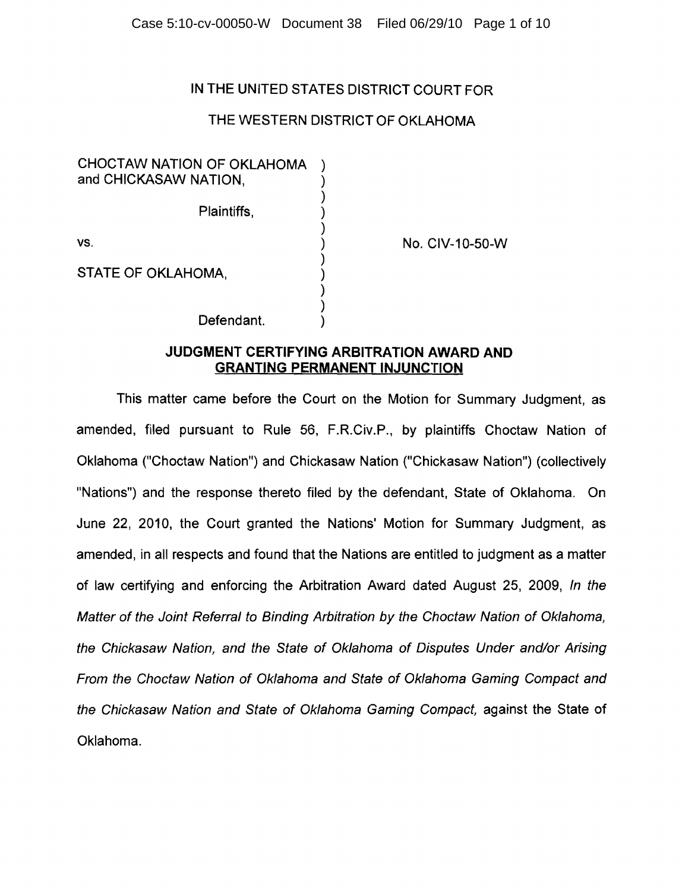IN THE UNITED STATES DISTRICT COURT FOR

THE WESTERN DISTRICT OF OKLAHOMA

CHOCTAW NATION OF OKLAHOMA and CHICKASAW NATION,

Plaintiffs,

vs.

STATE OF OKLAHOMA,

Defendant.

No. CIV-10-50-W

## JUDGMENT CERTIFYING ARBITRATION AWARD AND GRANTING PERMANENT INJUNCTION

This matter came before the Court on the Motion for Summary Judgment, as amended, filed pursuant to Rule 56, F.R.Civ.P., by plaintiffs Choctaw Nation of Oklahoma ("Choctaw Nation") and Chickasaw Nation ("Chickasaw Nation") (collectively "Nations") and the response thereto filed by the defendant, State of Oklahoma. On June 22, 2010, the Court granted the Nations' Motion for Summary Judgment, as amended, in all respects and found that the Nations are entitled to judgment as a matter of law certifying and enforcing the Arbitration Award dated August 25, 2009, *In the Matter of the Joint Referral to Binding Arbitration by the Choctaw Nation of Oklahoma, the Chickasaw Nation, and the State of Oklahoma of Disputes Under and/or Arising From the Choctaw Nation of Oklahoma and State of Oklahoma Gaming Compact and the Chickasaw Nation and State of Oklahoma Gaming Compact,* against the State of Oklahoma.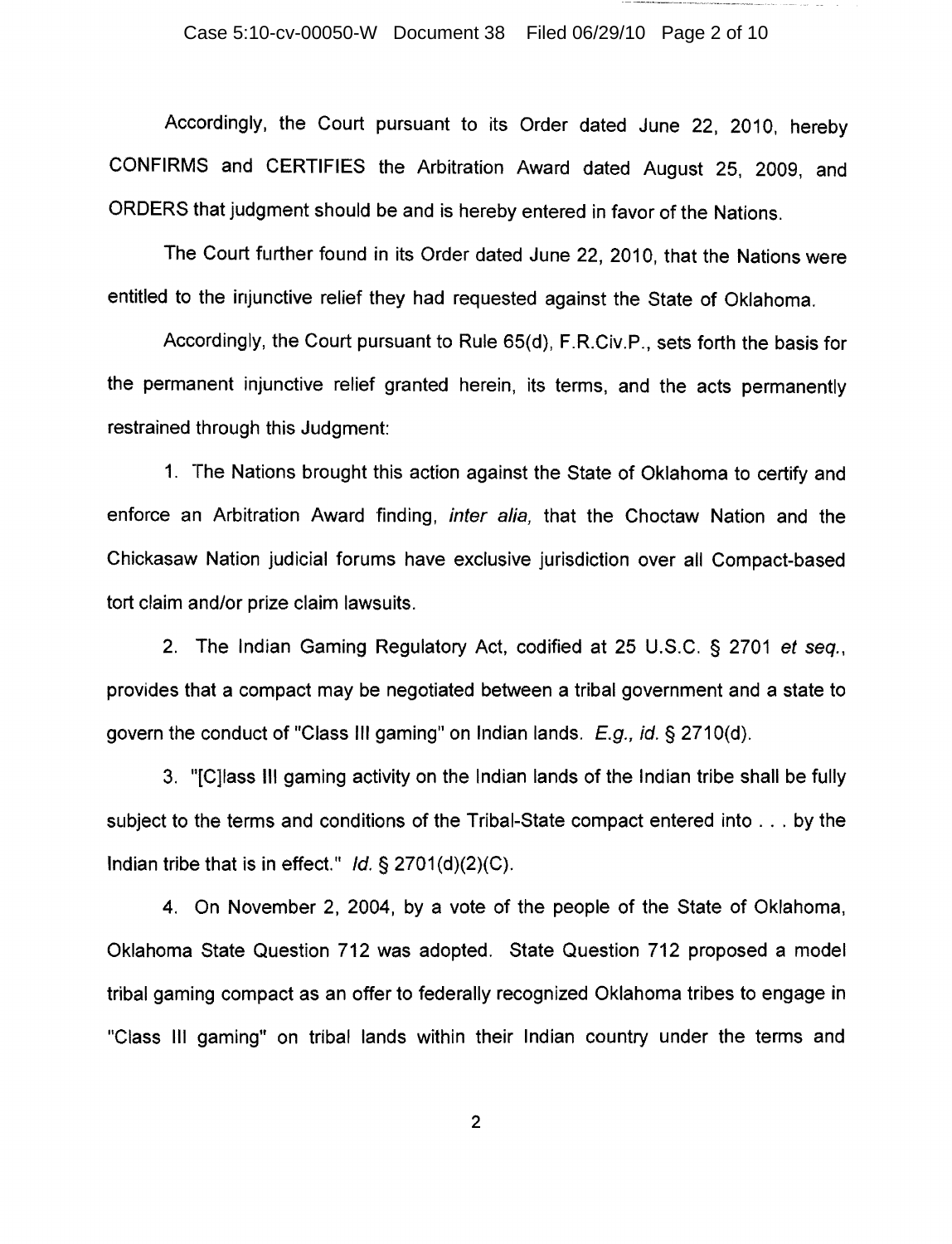Accordingly, the Court pursuant to its Order dated June 22, 2010, hereby CONFIRMS and CERTIFIES the Arbitration Award dated August 25, 2009, and ORDERS that judgment should be and is hereby entered in favor of the Nations.

The Court further found in its Order dated June 22, 2010, that the Nations were entitled to the injunctive relief they had requested against the State of Oklahoma.

Accordingly, the Court pursuant to Rule 65(d), F.R.Civ.P., sets forth the basis for the permanent injunctive relief granted herein, its terms, and the acts permanently restrained through this Judgment:

1. The Nations brought this action against the State of Oklahoma to certify and enforce an Arbitration Award finding, *inter alia,* that the Choctaw Nation and the Chickasaw Nation judicial forums have exclusive jurisdiction over all Compact-based tort claim and/or prize claim lawsuits.

2. The Indian Gaming Regulatory Act, codified at 25 U.S.C. § 2701 *et seq.*, provides that a compact may be negotiated between a tribal government and a state to govern the conduct of "Class III gaming" on Indian lands. *E.g., id.* § 2710(d).

3. "[C]lass III gaming activity on the Indian lands of the Indian tribe shall be fully subject to the terms and conditions of the Tribal-State compact entered into . . . by the Indian tribe that is in effect." *Id.* § 2701(d)(2)(C).

4. On November 2, 2004, by a vote of the people of the State of Oklahoma, Oklahoma State Question 712 was adopted. State Question 712 proposed a model tribal gaming compact as an offer to federally recognized Oklahoma tribes to engage in "Class III gaming" on tribal lands within their Indian country under the terms and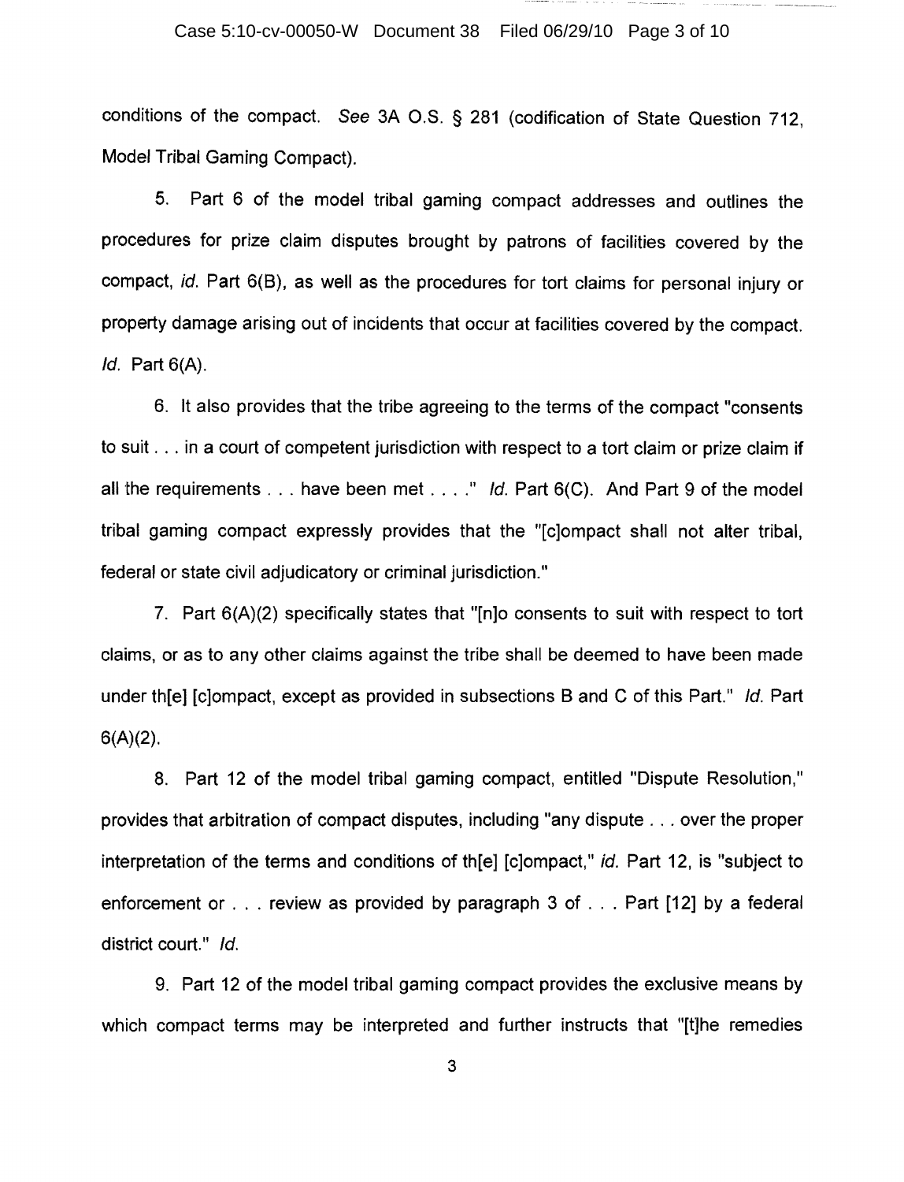conditions of the compact. *See* 3A O.S. § 281 (codification of State Question 712, Model Tribal Gaming Compact).

5. Part 6 of the model tribal gaming compact addresses and outlines the procedures for prize claim disputes brought by patrons of facilities covered by the compact, *id.* Part 6(B), as well as the procedures for tort claims for personal injury or property damage arising out of incidents that occur at facilities covered by the compact. *Id.* Part 6(A).

6. It also provides that the tribe agreeing to the terms of the compact "consents to suit . . . in a court of competent jurisdiction with respect to a tort claim or prize claim if all the requirements . . . have been met . . . ." *Id.* Part 6(C). And Part 9 of the model tribal gaming compact expressly provides that the "[c]ompact shall not alter tribal, federal or state civil adjudicatory or criminal jurisdiction."

7. Part 6(A)(2) specifically states that "[n]o consents to suit with respect to tort claims, or as to any other claims against the tribe shall be deemed to have been made under th[e] [c]ompact, except as provided in subsections B and C of this Part." *Id.* Part 6(A)(2).

8. Part 12 of the model tribal gaming compact, entitled "Dispute Resolution," provides that arbitration of compact disputes, including "any dispute . . . over the proper interpretation of the terms and conditions of th[e] [c]ompact," *id.* Part 12, is "subject to enforcement or . . . review as provided by paragraph 3 of . . . Part [12] by a federal district court." *Id.*

9. Part 12 of the model tribal gaming compact provides the exclusive means by which compact terms may be interpreted and further instructs that "[t]he remedies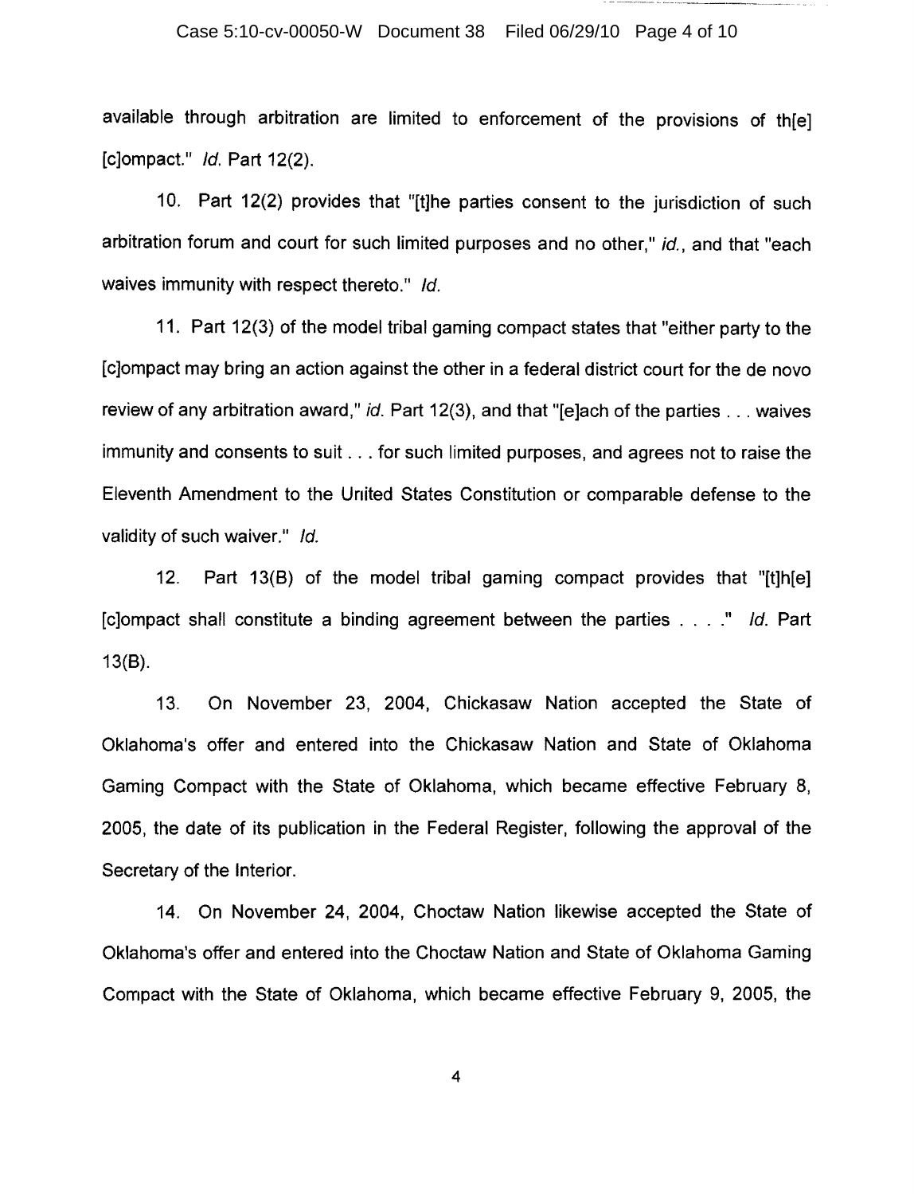available through arbitration are limited to enforcement of the provisions of th[e] [c]ompact." *Id.* Part 12(2).

10. Part 12(2) provides that "[t]he parties consent to the jurisdiction of such arbitration forum and court for such limited purposes and no other," *id.*, and that "each waives immunity with respect thereto." *Id.*

11. Part 12(3) of the model tribal gaming compact states that "either party to the [c]ompact may bring an action against the other in a federal district court for the de novo review of any arbitration award," *id.* Part 12(3), and that "[e]ach of the parties . . . waives immunity and consents to suit . . . for such limited purposes, and agrees not to raise the Eleventh Amendment to the United States Constitution or comparable defense to the validity of such waiver." *Id.*

12. Part 13(B) of the model tribal gaming compact provides that "[t]h[e] [c]ompact shall constitute a binding agreement between the parties . . . ." *Id.* Part 13(B).

13. On November 23, 2004, Chickasaw Nation accepted the State of Oklahoma's offer and entered into the Chickasaw Nation and State of Oklahoma Gaming Compact with the State of Oklahoma, which became effective February 8, 2005, the date of its publication in the Federal Register, following the approval of the Secretary of the Interior.

14. On November 24, 2004, Choctaw Nation likewise accepted the State of Oklahoma's offer and entered into the Choctaw Nation and State of Oklahoma Gaming Compact with the State of Oklahoma, which became effective February 9, 2005, the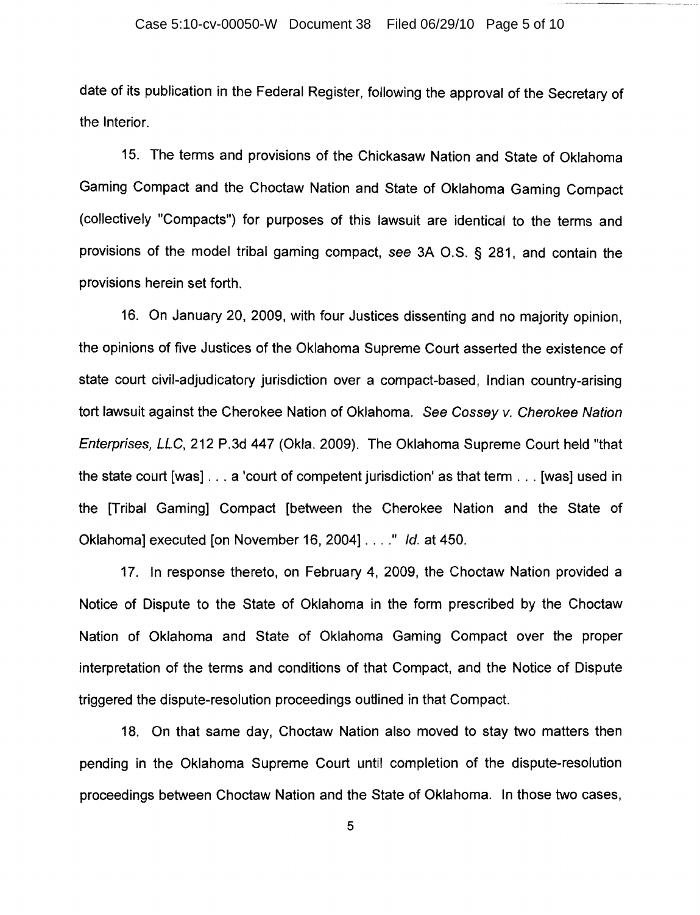date of its publication in the Federal Register, following the approval of the Secretary of the Interior.

15. The terms and provisions of the Chickasaw Nation and State of Oklahoma Gaming Compact and the Choctaw Nation and State of Oklahoma Gaming Compact (collectively "Compacts") for purposes of this lawsuit are identical to the terms and provisions of the model tribal gaming compact, *see* 3A O.S. § 281, and contain the provisions herein set forth.

16. On January 20, 2009, with four Justices dissenting and no majority opinion, the opinions of five Justices of the Oklahoma Supreme Court asserted the existence of state court civil-adjudicatory jurisdiction over a compact-based, Indian country-arising tort lawsuit against the Cherokee Nation of Oklahoma. *See Cossey v. Cherokee Nation Enterprises, LLC*, 212 P.3d 447 (Okla. 2009). The Oklahoma Supreme Court held "that the state court [was] . . . a 'court of competent jurisdiction' as that term . . . [was] used in the [Tribal Gaming] Compact [between the Cherokee Nation and the State of Oklahoma] executed [on November 16, 2004] . . . ." *Id.* at 450.

17. In response thereto, on February 4, 2009, the Choctaw Nation provided a Notice of Dispute to the State of Oklahoma in the form prescribed by the Choctaw Nation of Oklahoma and State of Oklahoma Gaming Compact over the proper interpretation of the terms and conditions of that Compact, and the Notice of Dispute triggered the dispute-resolution proceedings outlined in that Compact.

18. On that same day, Choctaw Nation also moved to stay two matters then pending in the Oklahoma Supreme Court until completion of the dispute-resolution proceedings between Choctaw Nation and the State of Oklahoma. In those two cases,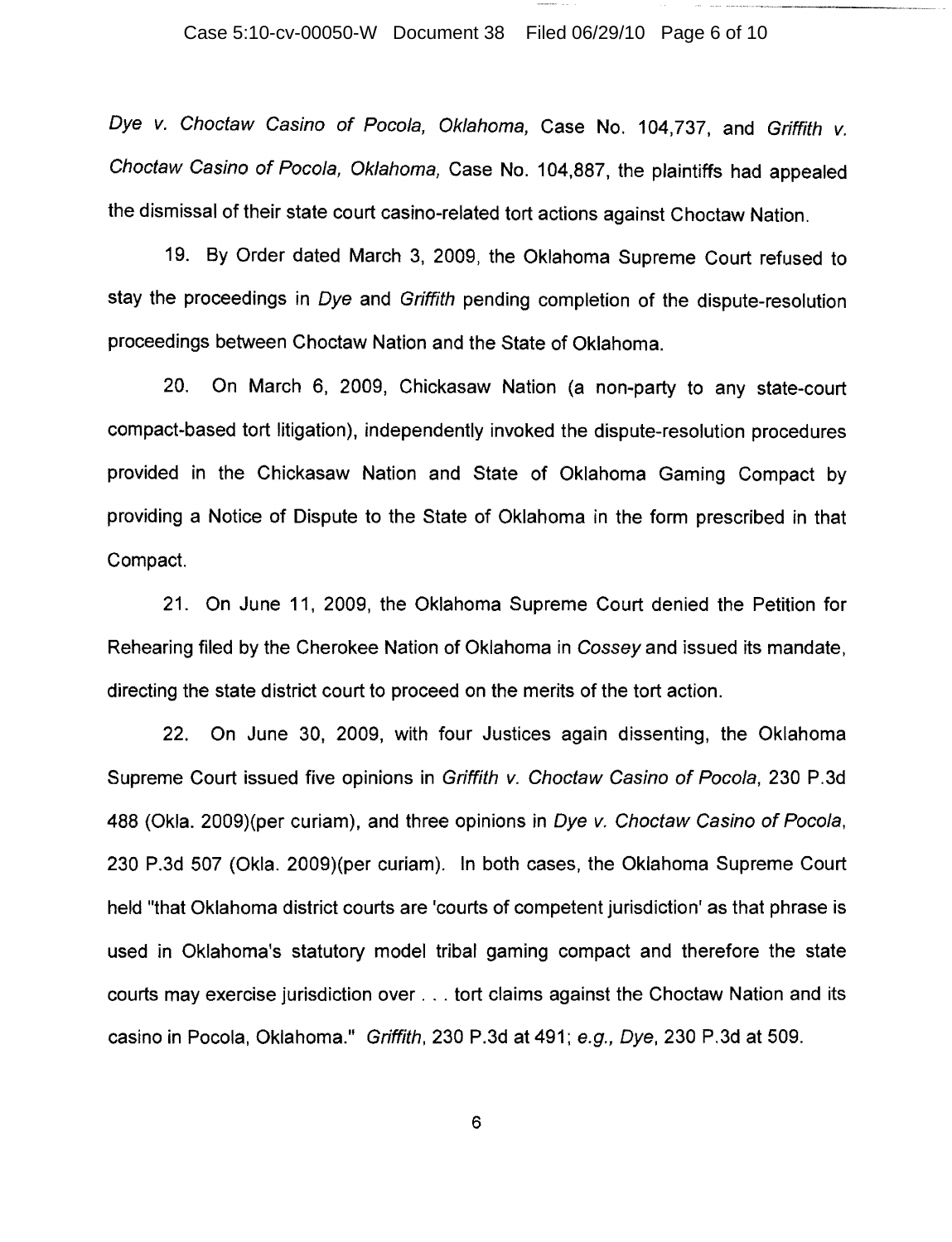*Dye v. Choctaw Casino of Pocola, Oklahoma*, Case No. 104,737, and *Griffith v. Choctaw Casino of Pocola, Oklahoma*, Case No. 104,887, the plaintiffs had appealed the dismissal of their state court casino-related tort actions against Choctaw Nation.

19. By Order dated March 3, 2009, the Oklahoma Supreme Court refused to stay the proceedings in *Dye* and *Griffith* pending completion of the dispute-resolution proceedings between Choctaw Nation and the State of Oklahoma.

20. On March 6, 2009, Chickasaw Nation (a non-party to any state-court compact-based tort litigation), independently invoked the dispute-resolution procedures provided in the Chickasaw Nation and State of Oklahoma Gaming Compact by providing a Notice of Dispute to the State of Oklahoma in the form prescribed in that Compact.

21. On June 11, 2009, the Oklahoma Supreme Court denied the Petition for Rehearing filed by the Cherokee Nation of Oklahoma in *Cossey* and issued its mandate, directing the state district court to proceed on the merits of the tort action.

22. On June 30, 2009, with four Justices again dissenting, the Oklahoma Supreme Court issued five opinions in *Griffith v. Choctaw Casino of Pocola*, 230 P.3d 488 (Okla. 2009)(per curiam), and three opinions in *Dye v. Choctaw Casino of Pocola*, 230 P.3d 507 (Okla. 2009)(per curiam). In both cases, the Oklahoma Supreme Court held "that Oklahoma district courts are 'courts of competent jurisdiction' as that phrase is used in Oklahoma's statutory model tribal gaming compact and therefore the state courts may exercise jurisdiction over . . . tort claims against the Choctaw Nation and its casino in Pocola, Oklahoma." *Griffith*, 230 P.3d at 491; *e.g., Dye*, 230 P.3d at 509.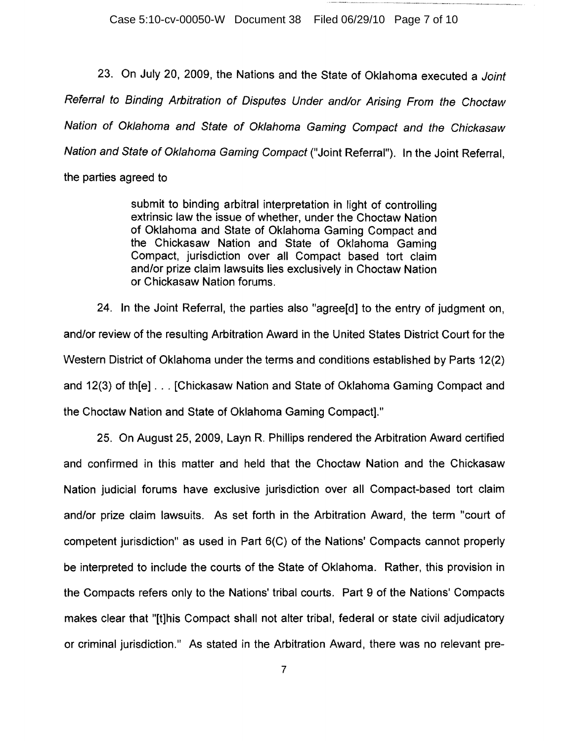23. On July 20, 2009, the Nations and the State of Oklahoma executed a *Joint Referral to Binding Arbitration of Disputes Under and/or Arising From the Choctaw Nation of Oklahoma and State of Oklahoma Gaming Compact and the Chickasaw Nation and State of Oklahoma Gaming Compact* ("Joint Referral"). In the Joint Referral, the parties agreed to

> submit to binding arbitral interpretation in light of controlling extrinsic law the issue of whether, under the Choctaw Nation of Oklahoma and State of Oklahoma Gaming Compact and the Chickasaw Nation and State of Oklahoma Gaming Compact, jurisdiction over all Compact based tort claim and/or prize claim lawsuits lies exclusively in Choctaw Nation or Chickasaw Nation forums.

24. In the Joint Referral, the parties also "agree[d] to the entry of judgment on, and/or review of the resulting Arbitration Award in the United States District Court for the Western District of Oklahoma under the terms and conditions established by Parts 12(2) and 12(3) of th[e] . . . [Chickasaw Nation and State of Oklahoma Gaming Compact and the Choctaw Nation and State of Oklahoma Gaming Compact]."

25. On August 25, 2009, Layn R. Phillips rendered the Arbitration Award certified and confirmed in this matter and held that the Choctaw Nation and the Chickasaw Nation judicial forums have exclusive jurisdiction over all Compact-based tort claim and/or prize claim lawsuits. As set forth in the Arbitration Award, the term "court of competent jurisdiction" as used in Part 6(C) of the Nations' Compacts cannot properly be interpreted to include the courts of the State of Oklahoma. Rather, this provision in the Compacts refers only to the Nations' tribal courts. Part 9 of the Nations' Compacts makes clear that "[t]his Compact shall not alter tribal, federal or state civil adjudicatory or criminal jurisdiction." As stated in the Arbitration Award, there was no relevant pre-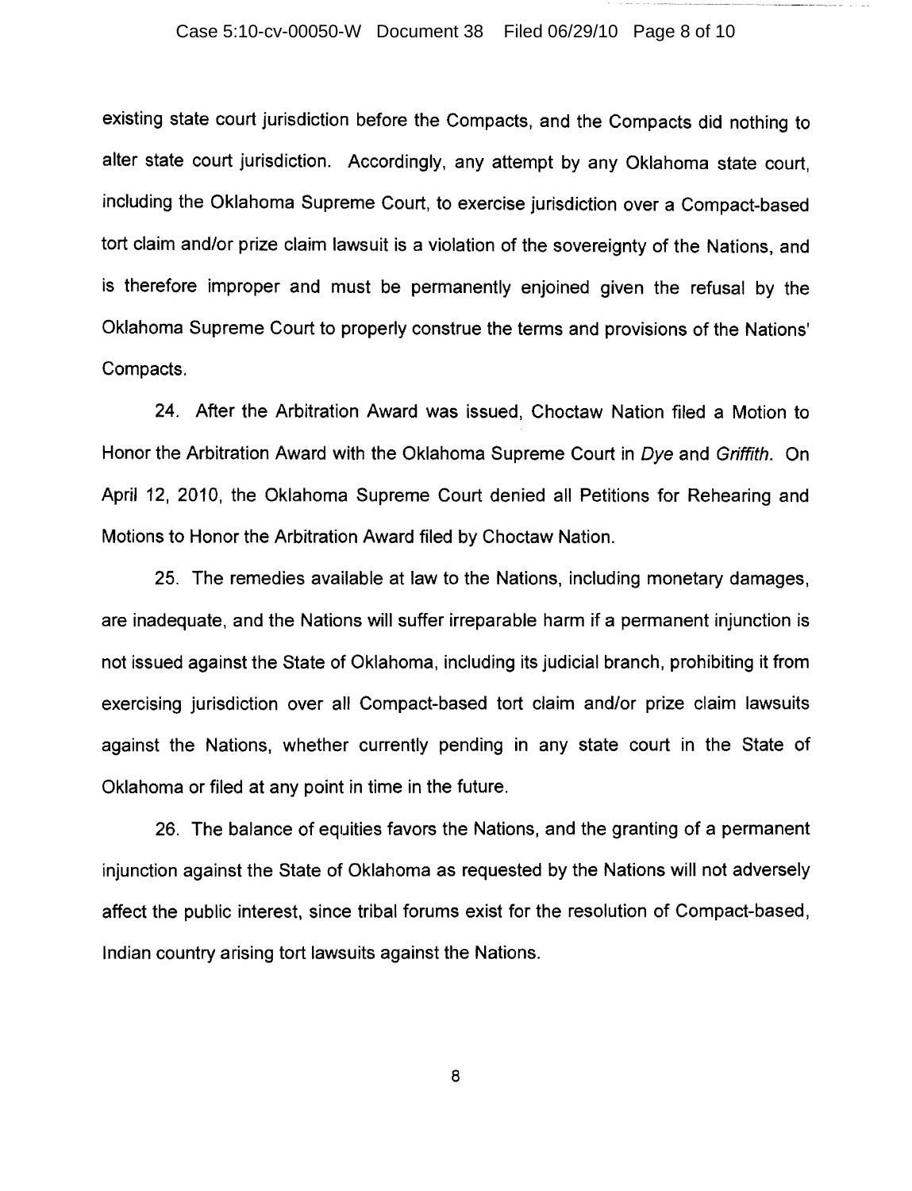existing state court jurisdiction before the Compacts, and the Compacts did nothing to alter state court jurisdiction. Accordingly, any attempt by any Oklahoma state court, including the Oklahoma Supreme Court, to exercise jurisdiction over a Compact-based tort claim and/or prize claim lawsuit is a violation of the sovereignty of the Nations, and is therefore improper and must be permanently enjoined given the refusal by the Oklahoma Supreme Court to properly construe the terms and provisions of the Nations' Compacts.

24. After the Arbitration Award was issued, Choctaw Nation filed a Motion to Honor the Arbitration Award with the Oklahoma Supreme Court in *Dye* and *Griffith*. On April 12, 2010, the Oklahoma Supreme Court denied all Petitions for Rehearing and Motions to Honor the Arbitration Award filed by Choctaw Nation.

25. The remedies available at law to the Nations, including monetary damages, are inadequate, and the Nations will suffer irreparable harm if a permanent injunction is not issued against the State of Oklahoma, including its judicial branch, prohibiting it from exercising jurisdiction over all Compact-based tort claim and/or prize claim lawsuits against the Nations, whether currently pending in any state court in the State of Oklahoma or filed at any point in time in the future.

26. The balance of equities favors the Nations, and the granting of a permanent injunction against the State of Oklahoma as requested by the Nations will not adversely affect the public interest, since tribal forums exist for the resolution of Compact-based, Indian country arising tort lawsuits against the Nations.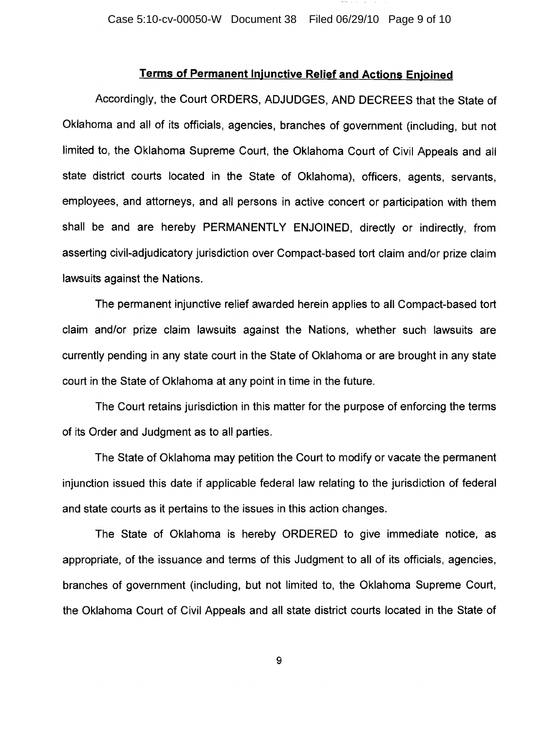## Terms of Permanent Injunctive Relief and Actions Enjoined

Accordingly, the Court ORDERS, ADJUDGES, AND DECREES that the State of Oklahoma and all of its officials, agencies, branches of government (including, but not limited to, the Oklahoma Supreme Court, the Oklahoma Court of Civil Appeals and all state district courts located in the State of Oklahoma), officers, agents, servants, employees, and attorneys, and all persons in active concert or participation with them shall be and are hereby PERMANENTLY ENJOINED, directly or indirectly, from asserting civil-adjudicatory jurisdiction over Compact-based tort claim and/or prize claim lawsuits against the Nations.

The permanent injunctive relief awarded herein applies to all Compact-based tort claim and/or prize claim lawsuits against the Nations, whether such lawsuits are currently pending in any state court in the State of Oklahoma or are brought in any state court in the State of Oklahoma at any point in time in the future.

The Court retains jurisdiction in this matter for the purpose of enforcing the terms of its Order and Judgment as to all parties.

The State of Oklahoma may petition the Court to modify or vacate the permanent injunction issued this date if applicable federal law relating to the jurisdiction of federal and state courts as it pertains to the issues in this action changes.

The State of Oklahoma is hereby ORDERED to give immediate notice, as appropriate, of the issuance and terms of this Judgment to all of its officials, agencies, branches of government (including, but not limited to, the Oklahoma Supreme Court, the Oklahoma Court of Civil Appeals and all state district courts located in the State of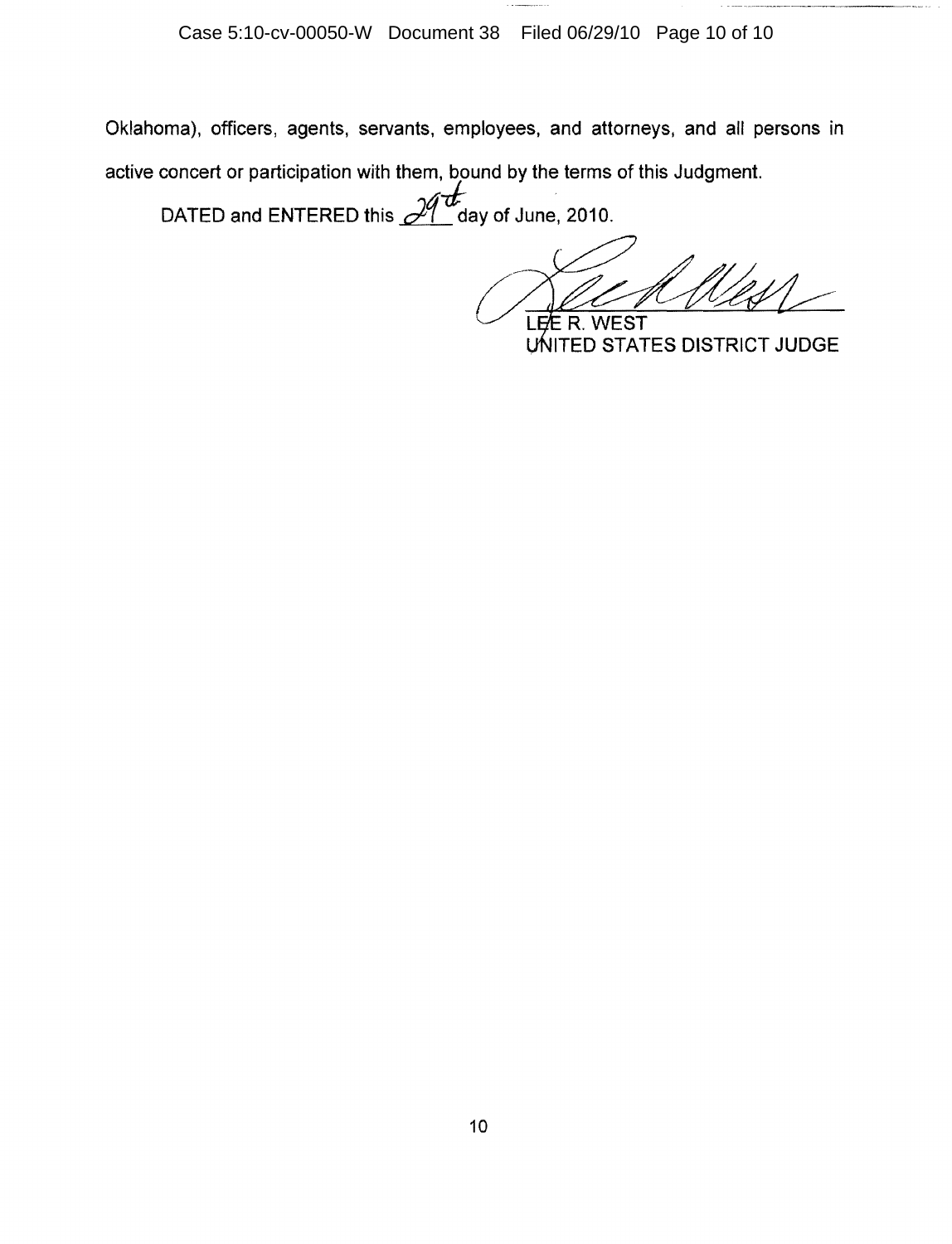Oklahoma), officers, agents, servants, employees, and attorneys, and all persons in active concert or participation with them, bound by the terms of this Judgment.

DATED and ENTERED this 29th day of June, 2010.

LEE R. WEST
UNITED STATES DISTRICT JUDGE